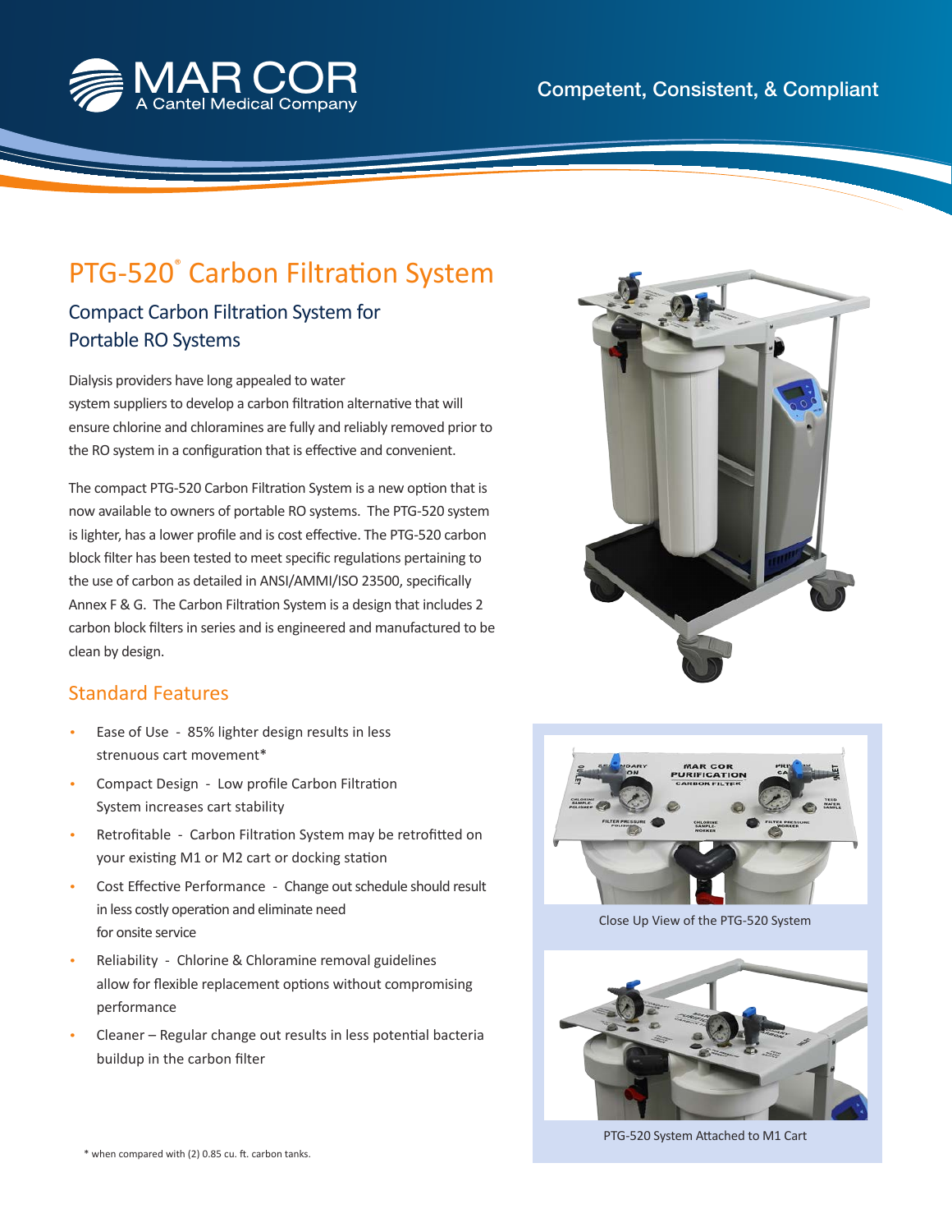MAR COR
A Cantel Medical Company

Competent, Consistent, & Compliant

# PTG-520® Carbon Filtration System

## Compact Carbon Filtration System for Portable RO Systems

Dialysis providers have long appealed to water system suppliers to develop a carbon filtration alternative that will ensure chlorine and chloramines are fully and reliably removed prior to the RO system in a configuration that is effective and convenient.

The compact PTG-520 Carbon Filtration System is a new option that is now available to owners of portable RO systems. The PTG-520 system is lighter, has a lower profile and is cost effective. The PTG-520 carbon block filter has been tested to meet specific regulations pertaining to the use of carbon as detailed in ANSI/AMMI/ISO 23500, specifically Annex F & G. The Carbon Filtration System is a design that includes 2 carbon block filters in series and is engineered and manufactured to be clean by design.

## Standard Features

- Ease of Use - 85% lighter design results in less strenuous cart movement*
- Compact Design - Low profile Carbon Filtration System increases cart stability
- Retrofitable - Carbon Filtration System may be retrofitted on your existing M1 or M2 cart or docking station
- Cost Effective Performance - Change out schedule should result in less costly operation and eliminate need for onsite service
- Reliability - Chlorine & Chloramine removal guidelines allow for flexible replacement options without compromising performance
- Cleaner – Regular change out results in less potential bacteria buildup in the carbon filter

Close Up View of the PTG-520 System

PTG-520 System Attached to M1 Cart

\* when compared with (2) 0.85 cu. ft. carbon tanks.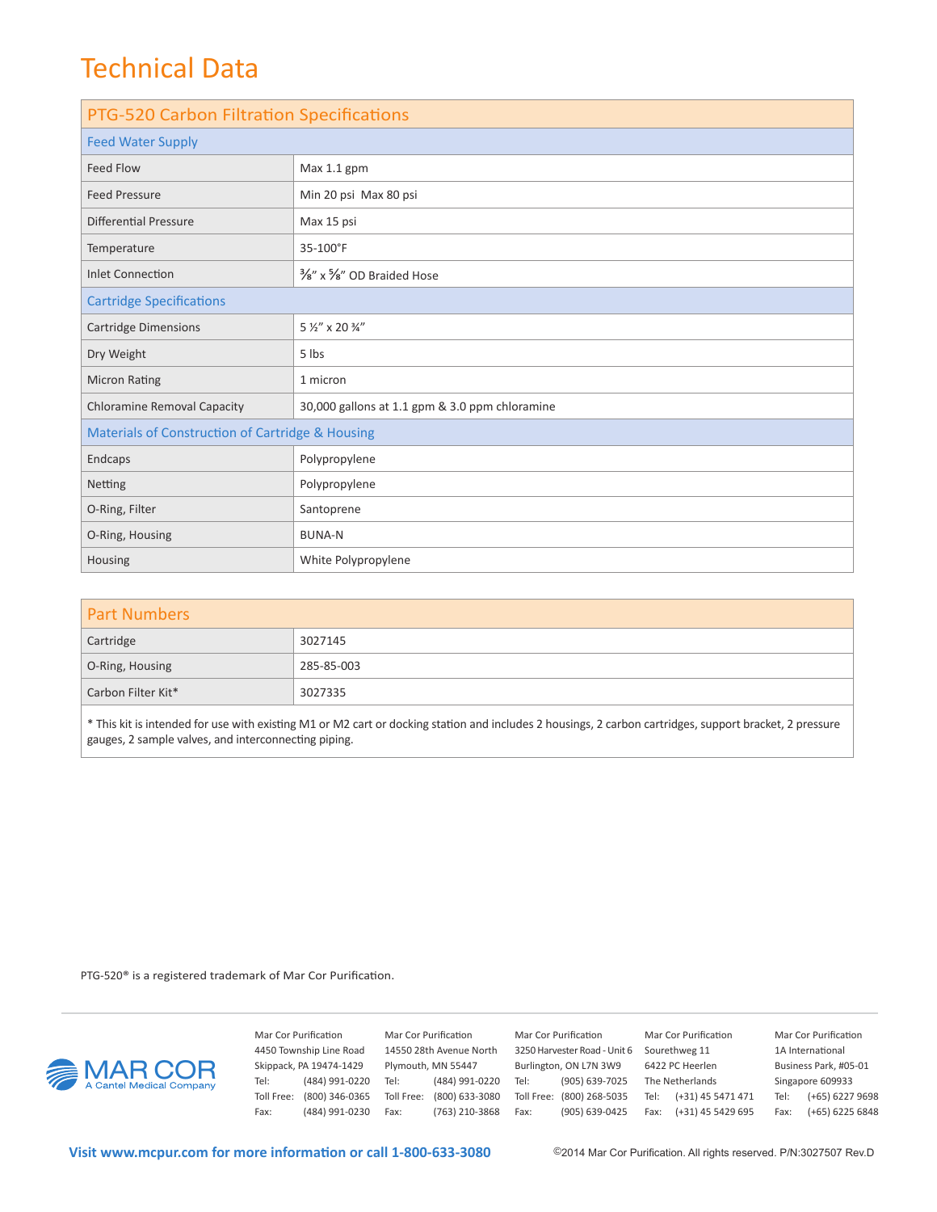# Technical Data

| PTG-520 Carbon Filtration Specifications | |
|---|---|
| **Feed Water Supply** | |
| Feed Flow | Max 1.1 gpm |
| Feed Pressure | Min 20 psi  Max 80 psi |
| Differential Pressure | Max 15 psi |
| Temperature | 35-100°F |
| Inlet Connection | ⅜" x ⅝" OD Braided Hose |
| **Cartridge Specifications** | |
| Cartridge Dimensions | 5 ½" x 20 ¾" |
| Dry Weight | 5 lbs |
| Micron Rating | 1 micron |
| Chloramine Removal Capacity | 30,000 gallons at 1.1 gpm & 3.0 ppm chloramine |
| **Materials of Construction of Cartridge & Housing** | |
| Endcaps | Polypropylene |
| Netting | Polypropylene |
| O-Ring, Filter | Santoprene |
| O-Ring, Housing | BUNA-N |
| Housing | White Polypropylene |

| Part Numbers | |
|---|---|
| Cartridge | 3027145 |
| O-Ring, Housing | 285-85-003 |
| Carbon Filter Kit* | 3027335 |

* This kit is intended for use with existing M1 or M2 cart or docking station and includes 2 housings, 2 carbon cartridges, support bracket, 2 pressure gauges, 2 sample valves, and interconnecting piping.

PTG-520® is a registered trademark of Mar Cor Purification.

MAR COR
A Cantel Medical Company

Mar Cor Purification
4450 Township Line Road
Skippack, PA 19474-1429
Tel: (484) 991-0220
Toll Free: (800) 346-0365
Fax: (484) 991-0230

Mar Cor Purification
14550 28th Avenue North
Plymouth, MN 55447
Tel: (484) 991-0220
Toll Free: (800) 633-3080
Fax: (763) 210-3868

Mar Cor Purification
3250 Harvester Road - Unit 6
Burlington, ON L7N 3W9
Tel: (905) 639-7025
Toll Free: (800) 268-5035
Fax: (905) 639-0425

Mar Cor Purification
Sourethweg 11
6422 PC Heerlen
The Netherlands
Tel: (+31) 45 5471 471
Fax: (+31) 45 5429 695

Mar Cor Purification
1A International
Business Park, #05-01
Singapore 609933
Tel: (+65) 6227 9698
Fax: (+65) 6225 6848

**Visit www.mcpur.com for more information or call 1-800-633-3080**

©2014 Mar Cor Purification. All rights reserved. P/N:3027507 Rev.D